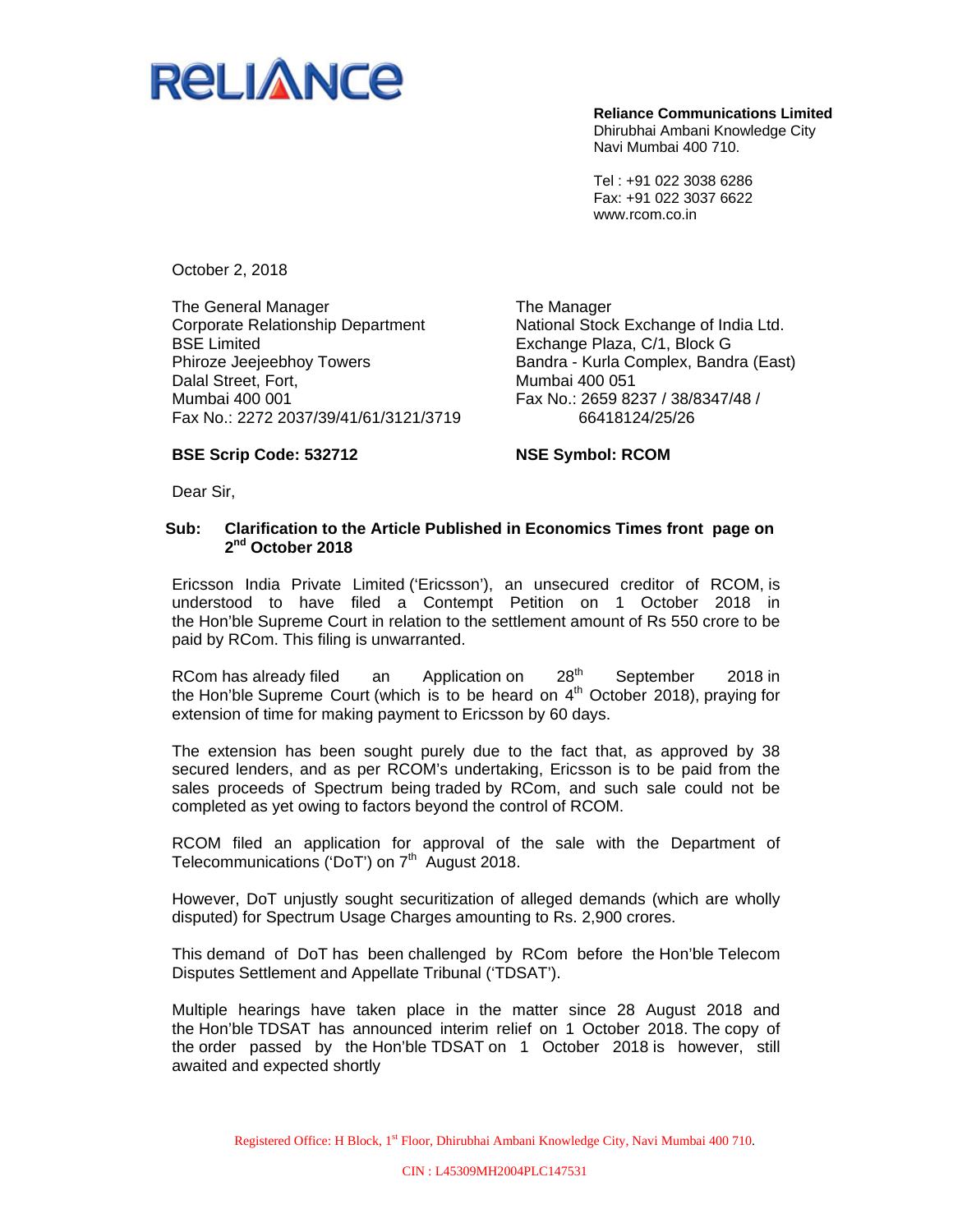**Reliance Communications Limited**
Dhirubhai Ambani Knowledge City
Navi Mumbai 400 710.

Tel : +91 022 3038 6286
Fax: +91 022 3037 6622
www.rcom.co.in

October 2, 2018

The General Manager
Corporate Relationship Department
BSE Limited
Phiroze Jeejeebhoy Towers
Dalal Street, Fort,
Mumbai 400 001
Fax No.: 2272 2037/39/41/61/3121/3719

**BSE Scrip Code: 532712**

The Manager
National Stock Exchange of India Ltd.
Exchange Plaza, C/1, Block G
Bandra - Kurla Complex, Bandra (East)
Mumbai 400 051
Fax No.: 2659 8237 / 38/8347/48 / 66418124/25/26

**NSE Symbol: RCOM**

Dear Sir,

**Sub: Clarification to the Article Published in Economics Times front page on 2nd October 2018**

Ericsson India Private Limited ('Ericsson'), an unsecured creditor of RCOM, is understood to have filed a Contempt Petition on 1 October 2018 in the Hon'ble Supreme Court in relation to the settlement amount of Rs 550 crore to be paid by RCom. This filing is unwarranted.

RCom has already filed an Application on 28th September 2018 in the Hon'ble Supreme Court (which is to be heard on 4th October 2018), praying for extension of time for making payment to Ericsson by 60 days.

The extension has been sought purely due to the fact that, as approved by 38 secured lenders, and as per RCOM's undertaking, Ericsson is to be paid from the sales proceeds of Spectrum being traded by RCom, and such sale could not be completed as yet owing to factors beyond the control of RCOM.

RCOM filed an application for approval of the sale with the Department of Telecommunications ('DoT') on 7th August 2018.

However, DoT unjustly sought securitization of alleged demands (which are wholly disputed) for Spectrum Usage Charges amounting to Rs. 2,900 crores.

This demand of DoT has been challenged by RCom before the Hon'ble Telecom Disputes Settlement and Appellate Tribunal ('TDSAT').

Multiple hearings have taken place in the matter since 28 August 2018 and the Hon'ble TDSAT has announced interim relief on 1 October 2018. The copy of the order passed by the Hon'ble TDSAT on 1 October 2018 is however, still awaited and expected shortly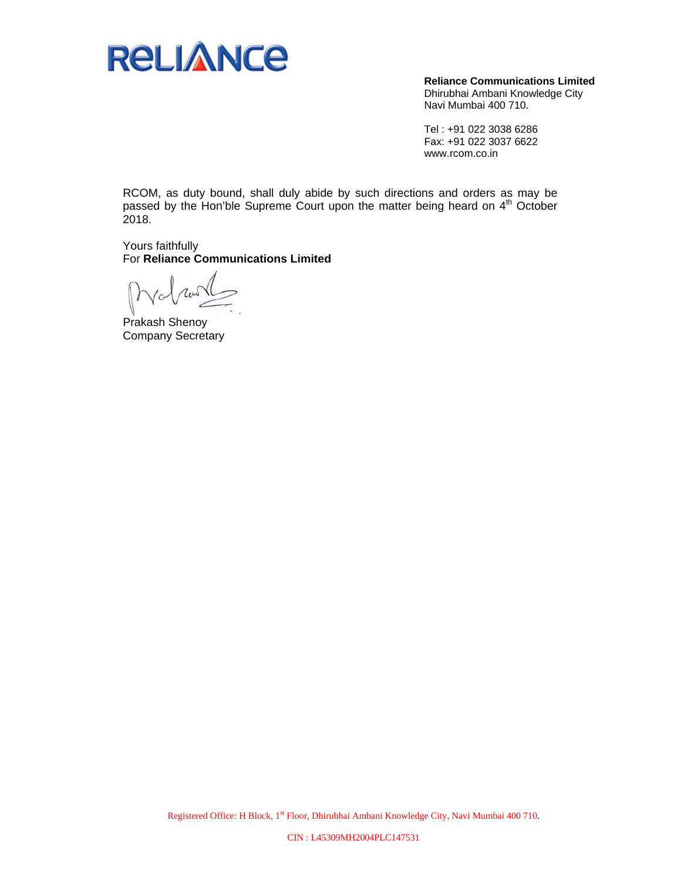**Reliance Communications Limited**
Dhirubhai Ambani Knowledge City
Navi Mumbai 400 710.

Tel : +91 022 3038 6286
Fax: +91 022 3037 6622
www.rcom.co.in

RCOM, as duty bound, shall duly abide by such directions and orders as may be passed by the Hon'ble Supreme Court upon the matter being heard on 4th October 2018.

Yours faithfully
For **Reliance Communications Limited**

Prakash Shenoy
Company Secretary

Registered Office: H Block, 1st Floor, Dhirubhai Ambani Knowledge City, Navi Mumbai 400 710.

CIN : L45309MH2004PLC147531